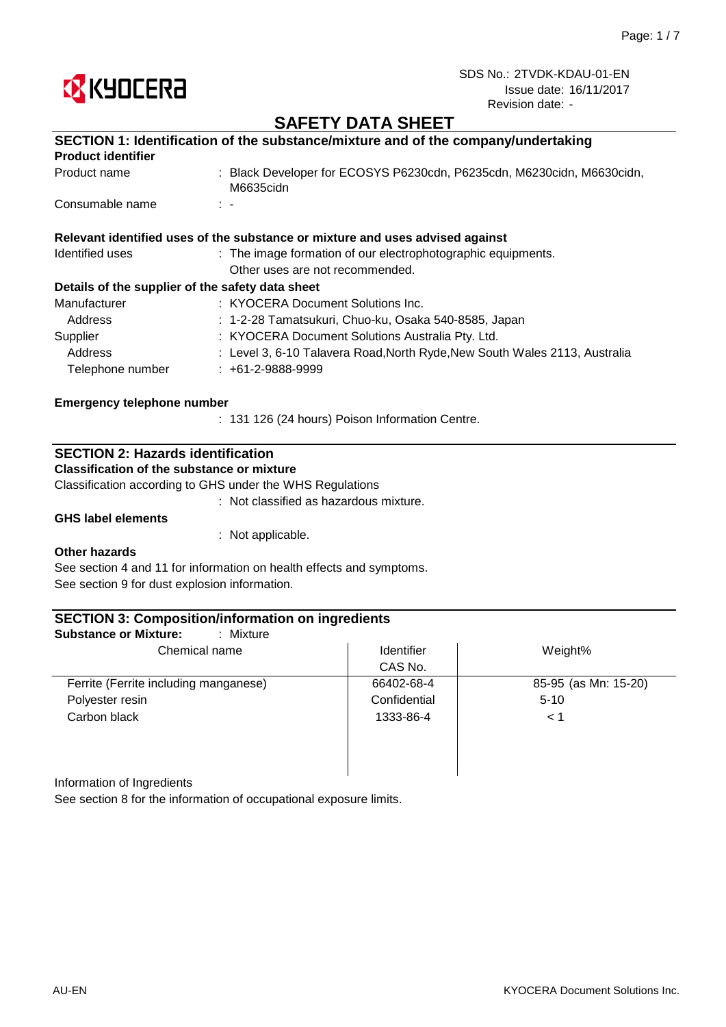KYOCERA

SDS No.: 2TVDK-KDAU-01-EN
Issue date: 16/11/2017
Revision date: -

# SAFETY DATA SHEET

## SECTION 1: Identification of the substance/mixture and of the company/undertaking

### Product identifier

| | |
|---|---|
| Product name | : Black Developer for ECOSYS P6230cdn, P6235cdn, M6230cidn, M6630cidn, M6635cidn |
| Consumable name | : - |

### Relevant identified uses of the substance or mixture and uses advised against

| | |
|---|---|
| Identified uses | : The image formation of our electrophotographic equipments. Other uses are not recommended. |

### Details of the supplier of the safety data sheet

| | |
|---|---|
| Manufacturer | : KYOCERA Document Solutions Inc. |
| Address | : 1-2-28 Tamatsukuri, Chuo-ku, Osaka 540-8585, Japan |
| Supplier | : KYOCERA Document Solutions Australia Pty. Ltd. |
| Address | : Level 3, 6-10 Talavera Road,North Ryde,New South Wales 2113, Australia |
| Telephone number | : +61-2-9888-9999 |

### Emergency telephone number

: 131 126 (24 hours) Poison Information Centre.

## SECTION 2: Hazards identification

### Classification of the substance or mixture

Classification according to GHS under the WHS Regulations

: Not classified as hazardous mixture.

### GHS label elements

: Not applicable.

### Other hazards

See section 4 and 11 for information on health effects and symptoms.
See section 9 for dust explosion information.

## SECTION 3: Composition/information on ingredients

**Substance or Mixture:** : Mixture

| Chemical name | Identifier CAS No. | Weight% |
|---|---|---|
| Ferrite (Ferrite including manganese) | 66402-68-4 | 85-95 (as Mn: 15-20) |
| Polyester resin | Confidential | 5-10 |
| Carbon black | 1333-86-4 | < 1 |

Information of Ingredients
See section 8 for the information of occupational exposure limits.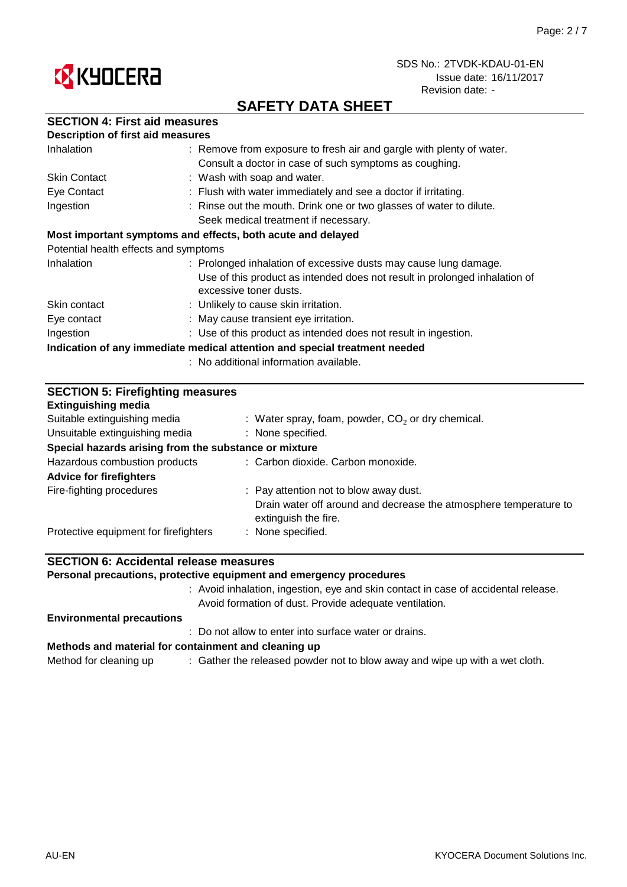# SAFETY DATA SHEET

SDS No.: 2TVDK-KDAU-01-EN
Issue date: 16/11/2017
Revision date: -

## SECTION 4: First aid measures

### Description of first aid measures

| | |
|---|---|
| Inhalation | : Remove from exposure to fresh air and gargle with plenty of water. Consult a doctor in case of such symptoms as coughing. |
| Skin Contact | : Wash with soap and water. |
| Eye Contact | : Flush with water immediately and see a doctor if irritating. |
| Ingestion | : Rinse out the mouth. Drink one or two glasses of water to dilute. Seek medical treatment if necessary. |

### Most important symptoms and effects, both acute and delayed

Potential health effects and symptoms

| | |
|---|---|
| Inhalation | : Prolonged inhalation of excessive dusts may cause lung damage. Use of this product as intended does not result in prolonged inhalation of excessive toner dusts. |
| Skin contact | : Unlikely to cause skin irritation. |
| Eye contact | : May cause transient eye irritation. |
| Ingestion | : Use of this product as intended does not result in ingestion. |

### Indication of any immediate medical attention and special treatment needed

: No additional information available.

## SECTION 5: Firefighting measures

### Extinguishing media

| | |
|---|---|
| Suitable extinguishing media | : Water spray, foam, powder, $CO_2$ or dry chemical. |
| Unsuitable extinguishing media | : None specified. |

### Special hazards arising from the substance or mixture

| | |
|---|---|
| Hazardous combustion products | : Carbon dioxide. Carbon monoxide. |

### Advice for firefighters

| | |
|---|---|
| Fire-fighting procedures | : Pay attention not to blow away dust. Drain water off around and decrease the atmosphere temperature to extinguish the fire. |
| Protective equipment for firefighters | : None specified. |

## SECTION 6: Accidental release measures

### Personal precautions, protective equipment and emergency procedures

: Avoid inhalation, ingestion, eye and skin contact in case of accidental release. Avoid formation of dust. Provide adequate ventilation.

### Environmental precautions

: Do not allow to enter into surface water or drains.

### Methods and material for containment and cleaning up

| | |
|---|---|
| Method for cleaning up | : Gather the released powder not to blow away and wipe up with a wet cloth. |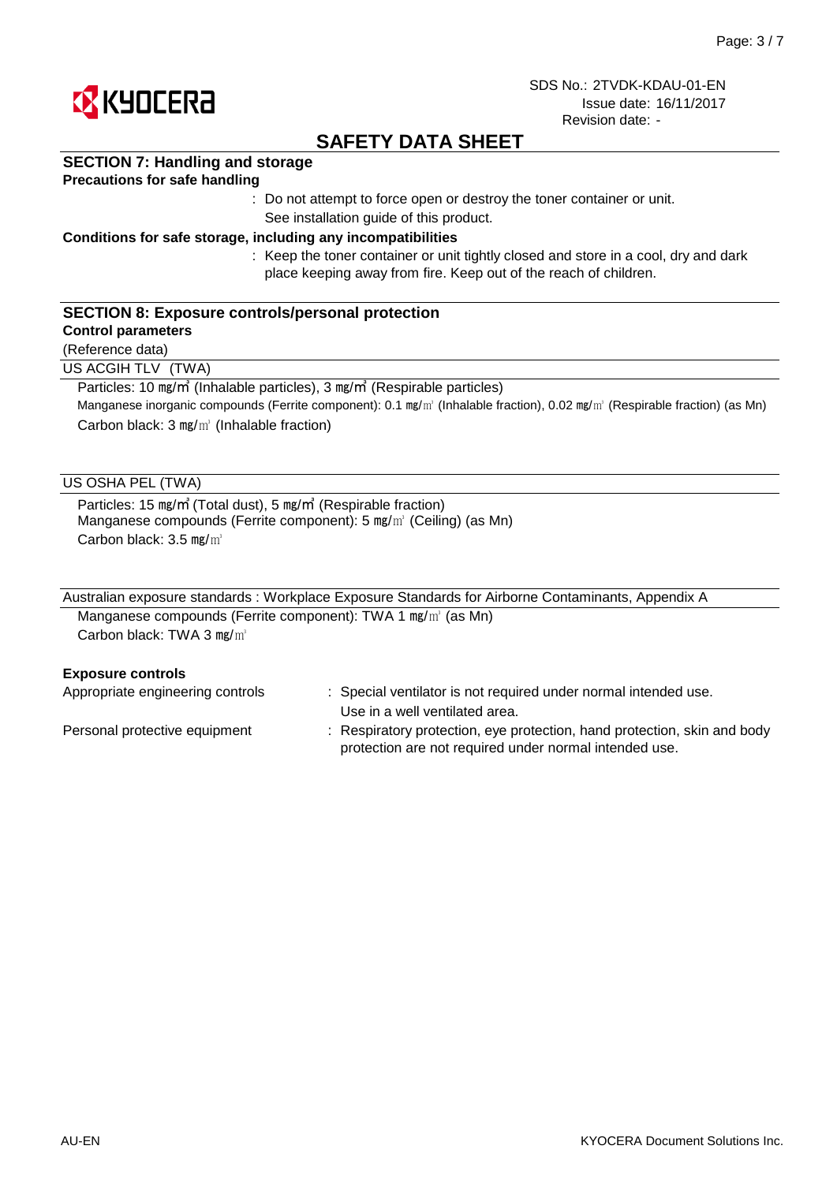SDS No.: 2TVDK-KDAU-01-EN
Issue date: 16/11/2017
Revision date: -

# SAFETY DATA SHEET

## SECTION 7: Handling and storage

**Precautions for safe handling**

: Do not attempt to force open or destroy the toner container or unit.
See installation guide of this product.

**Conditions for safe storage, including any incompatibilities**

: Keep the toner container or unit tightly closed and store in a cool, dry and dark place keeping away from fire. Keep out of the reach of children.

## SECTION 8: Exposure controls/personal protection

**Control parameters**

(Reference data)

US ACGIH TLV (TWA)

Particles: 10 ㎎/㎥ (Inhalable particles), 3 ㎎/㎥ (Respirable particles)
Manganese inorganic compounds (Ferrite component): 0.1 ㎎/㎥ (Inhalable fraction), 0.02 ㎎/㎥ (Respirable fraction) (as Mn)
Carbon black: 3 ㎎/㎥ (Inhalable fraction)

US OSHA PEL (TWA)

Particles: 15 ㎎/㎥ (Total dust), 5 ㎎/㎥ (Respirable fraction)
Manganese compounds (Ferrite component): 5 ㎎/㎥ (Ceiling) (as Mn)
Carbon black: 3.5 ㎎/㎥

Australian exposure standards : Workplace Exposure Standards for Airborne Contaminants, Appendix A

Manganese compounds (Ferrite component): TWA 1 ㎎/㎥ (as Mn)
Carbon black: TWA 3 ㎎/㎥

**Exposure controls**

Appropriate engineering controls : Special ventilator is not required under normal intended use. Use in a well ventilated area.

Personal protective equipment : Respiratory protection, eye protection, hand protection, skin and body protection are not required under normal intended use.

AU-EN KYOCERA Document Solutions Inc.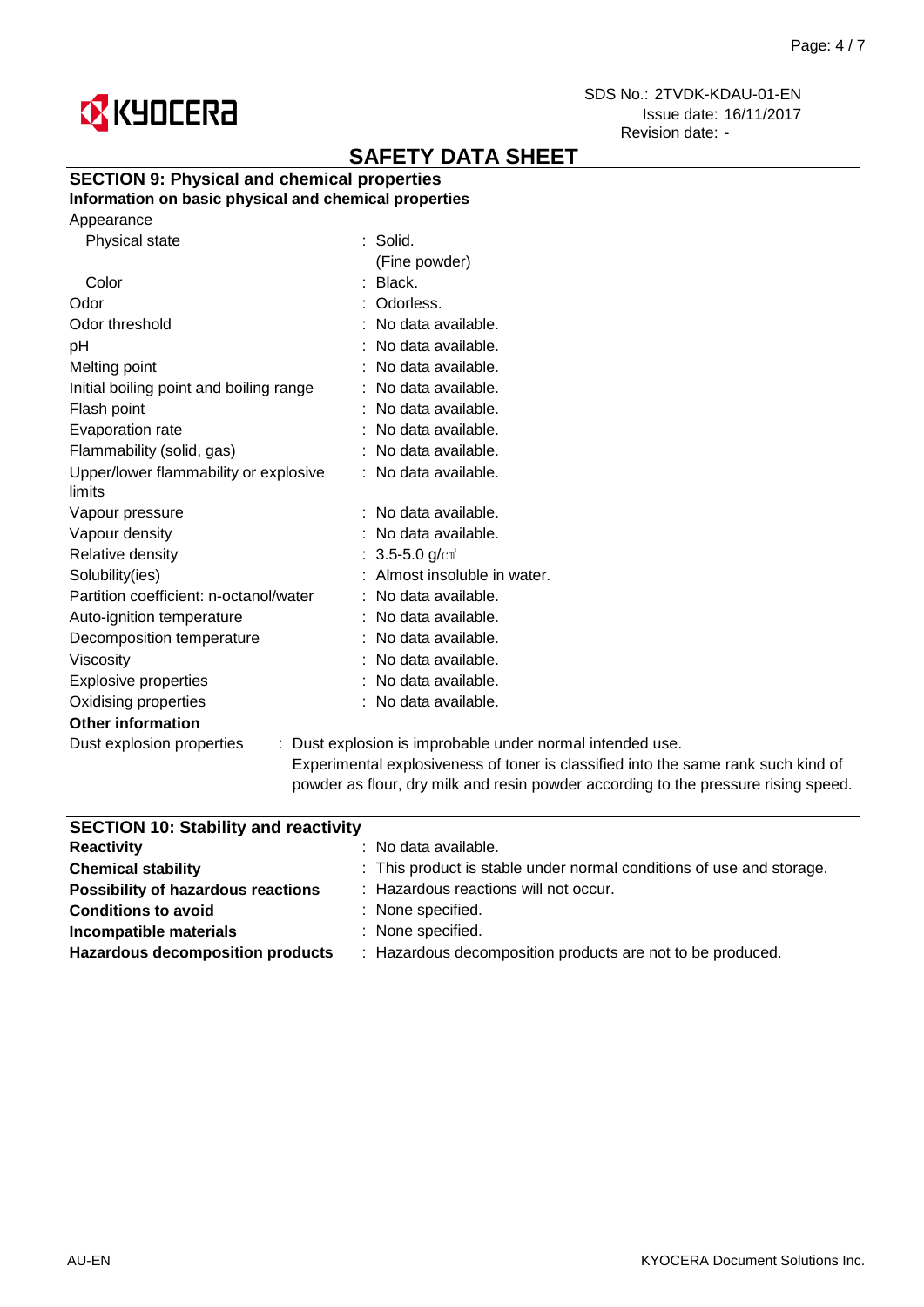## SAFETY DATA SHEET

SDS No.: 2TVDK-KDAU-01-EN
Issue date: 16/11/2017
Revision date: -

### SECTION 9: Physical and chemical properties

**Information on basic physical and chemical properties**

| Property | Value |
|---|---|
| Appearance | |
| Physical state | Solid. (Fine powder) |
| Color | Black. |
| Odor | Odorless. |
| Odor threshold | No data available. |
| pH | No data available. |
| Melting point | No data available. |
| Initial boiling point and boiling range | No data available. |
| Flash point | No data available. |
| Evaporation rate | No data available. |
| Flammability (solid, gas) | No data available. |
| Upper/lower flammability or explosive limits | No data available. |
| Vapour pressure | No data available. |
| Vapour density | No data available. |
| Relative density | 3.5-5.0 g/㎤ |
| Solubility(ies) | Almost insoluble in water. |
| Partition coefficient: n-octanol/water | No data available. |
| Auto-ignition temperature | No data available. |
| Decomposition temperature | No data available. |
| Viscosity | No data available. |
| Explosive properties | No data available. |
| Oxidising properties | No data available. |

**Other information**

Dust explosion properties : Dust explosion is improbable under normal intended use. Experimental explosiveness of toner is classified into the same rank such kind of powder as flour, dry milk and resin powder according to the pressure rising speed.

### SECTION 10: Stability and reactivity

| | |
|---|---|
| **Reactivity** | No data available. |
| **Chemical stability** | This product is stable under normal conditions of use and storage. |
| **Possibility of hazardous reactions** | Hazardous reactions will not occur. |
| **Conditions to avoid** | None specified. |
| **Incompatible materials** | None specified. |
| **Hazardous decomposition products** | Hazardous decomposition products are not to be produced. |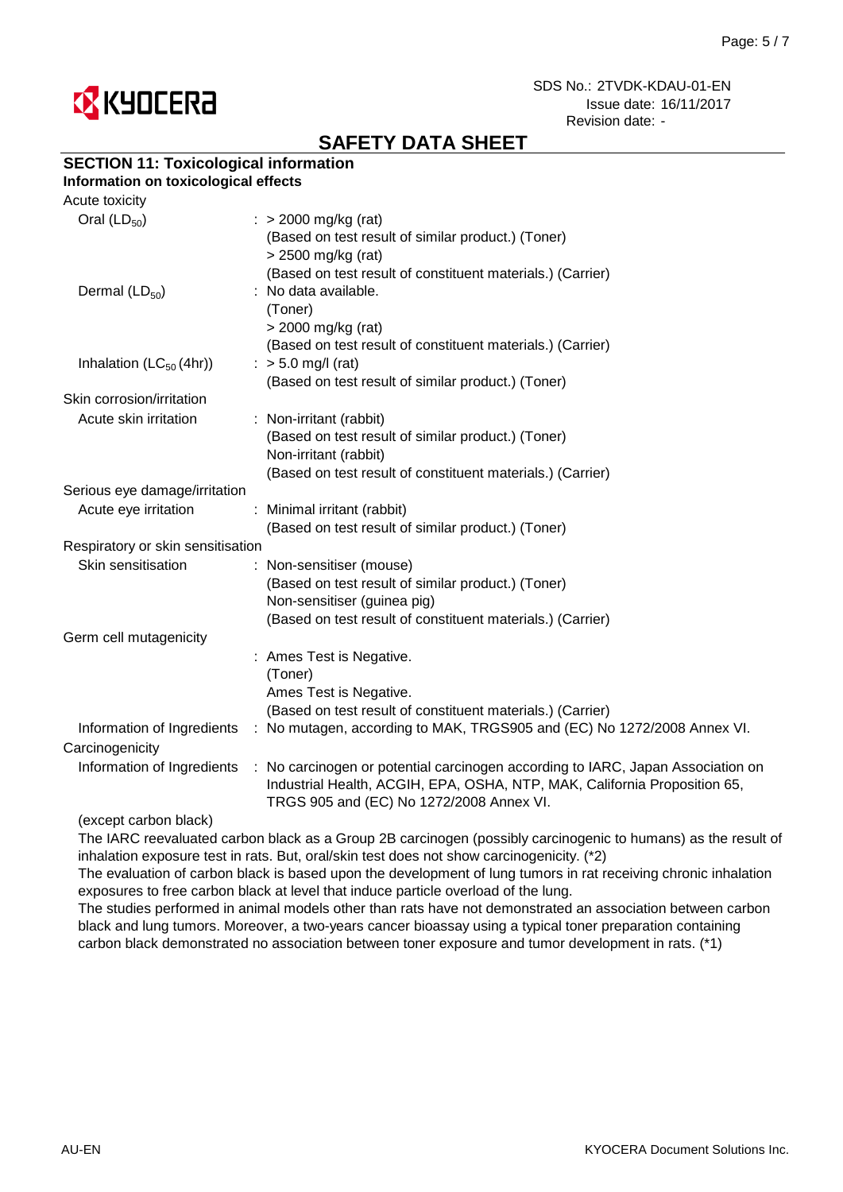SDS No.: 2TVDK-KDAU-01-EN
Issue date: 16/11/2017
Revision date: -

# SAFETY DATA SHEET

## SECTION 11: Toxicological information

### Information on toxicological effects

Acute toxicity

| | |
|---|---|
| Oral ($LD_{50}$) | : > 2000 mg/kg (rat)<br>(Based on test result of similar product.) (Toner)<br>> 2500 mg/kg (rat)<br>(Based on test result of constituent materials.) (Carrier) |
| Dermal ($LD_{50}$) | : No data available.<br>(Toner)<br>> 2000 mg/kg (rat)<br>(Based on test result of constituent materials.) (Carrier) |
| Inhalation ($LC_{50}$ (4hr)) | : > 5.0 mg/l (rat)<br>(Based on test result of similar product.) (Toner) |

Skin corrosion/irritation

| | |
|---|---|
| Acute skin irritation | : Non-irritant (rabbit)<br>(Based on test result of similar product.) (Toner)<br>Non-irritant (rabbit)<br>(Based on test result of constituent materials.) (Carrier) |

Serious eye damage/irritation

| | |
|---|---|
| Acute eye irritation | : Minimal irritant (rabbit)<br>(Based on test result of similar product.) (Toner) |

Respiratory or skin sensitisation

| | |
|---|---|
| Skin sensitisation | : Non-sensitiser (mouse)<br>(Based on test result of similar product.) (Toner)<br>Non-sensitiser (guinea pig)<br>(Based on test result of constituent materials.) (Carrier) |

Germ cell mutagenicity

| | |
|---|---|
| | : Ames Test is Negative.<br>(Toner)<br>Ames Test is Negative.<br>(Based on test result of constituent materials.) (Carrier) |
| Information of Ingredients | : No mutagen, according to MAK, TRGS905 and (EC) No 1272/2008 Annex VI. |

Carcinogenicity

| | |
|---|---|
| Information of Ingredients | : No carcinogen or potential carcinogen according to IARC, Japan Association on Industrial Health, ACGIH, EPA, OSHA, NTP, MAK, California Proposition 65, TRGS 905 and (EC) No 1272/2008 Annex VI. |

(except carbon black)

The IARC reevaluated carbon black as a Group 2B carcinogen (possibly carcinogenic to humans) as the result of inhalation exposure test in rats. But, oral/skin test does not show carcinogenicity. (*2)

The evaluation of carbon black is based upon the development of lung tumors in rat receiving chronic inhalation exposures to free carbon black at level that induce particle overload of the lung.

The studies performed in animal models other than rats have not demonstrated an association between carbon black and lung tumors. Moreover, a two-years cancer bioassay using a typical toner preparation containing carbon black demonstrated no association between toner exposure and tumor development in rats. (*1)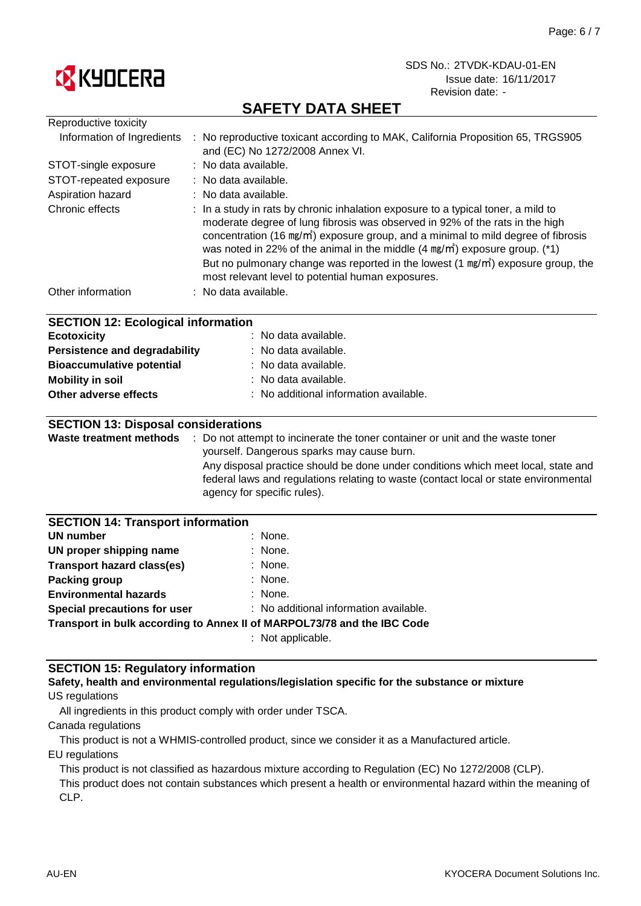## SAFETY DATA SHEET

Reproductive toxicity

| | |
|---|---|
| Information of Ingredients | : No reproductive toxicant according to MAK, California Proposition 65, TRGS905 and (EC) No 1272/2008 Annex VI. |
| STOT-single exposure | : No data available. |
| STOT-repeated exposure | : No data available. |
| Aspiration hazard | : No data available. |
| Chronic effects | : In a study in rats by chronic inhalation exposure to a typical toner, a mild to moderate degree of lung fibrosis was observed in 92% of the rats in the high concentration (16 ㎎/㎥) exposure group, and a minimal to mild degree of fibrosis was noted in 22% of the animal in the middle (4 ㎎/㎥) exposure group. (*1) But no pulmonary change was reported in the lowest (1 ㎎/㎥) exposure group, the most relevant level to potential human exposures. |
| Other information | : No data available. |

## SECTION 12: Ecological information

| | |
|---|---|
| **Ecotoxicity** | : No data available. |
| **Persistence and degradability** | : No data available. |
| **Bioaccumulative potential** | : No data available. |
| **Mobility in soil** | : No data available. |
| **Other adverse effects** | : No additional information available. |

## SECTION 13: Disposal considerations

**Waste treatment methods** : Do not attempt to incinerate the toner container or unit and the waste toner yourself. Dangerous sparks may cause burn.

Any disposal practice should be done under conditions which meet local, state and federal laws and regulations relating to waste (contact local or state environmental agency for specific rules).

## SECTION 14: Transport information

| | |
|---|---|
| **UN number** | : None. |
| **UN proper shipping name** | : None. |
| **Transport hazard class(es)** | : None. |
| **Packing group** | : None. |
| **Environmental hazards** | : None. |
| **Special precautions for user** | : No additional information available. |

**Transport in bulk according to Annex II of MARPOL73/78 and the IBC Code**

: Not applicable.

## SECTION 15: Regulatory information

**Safety, health and environmental regulations/legislation specific for the substance or mixture**

US regulations

All ingredients in this product comply with order under TSCA.

Canada regulations

This product is not a WHMIS-controlled product, since we consider it as a Manufactured article.

EU regulations

This product is not classified as hazardous mixture according to Regulation (EC) No 1272/2008 (CLP).

This product does not contain substances which present a health or environmental hazard within the meaning of CLP.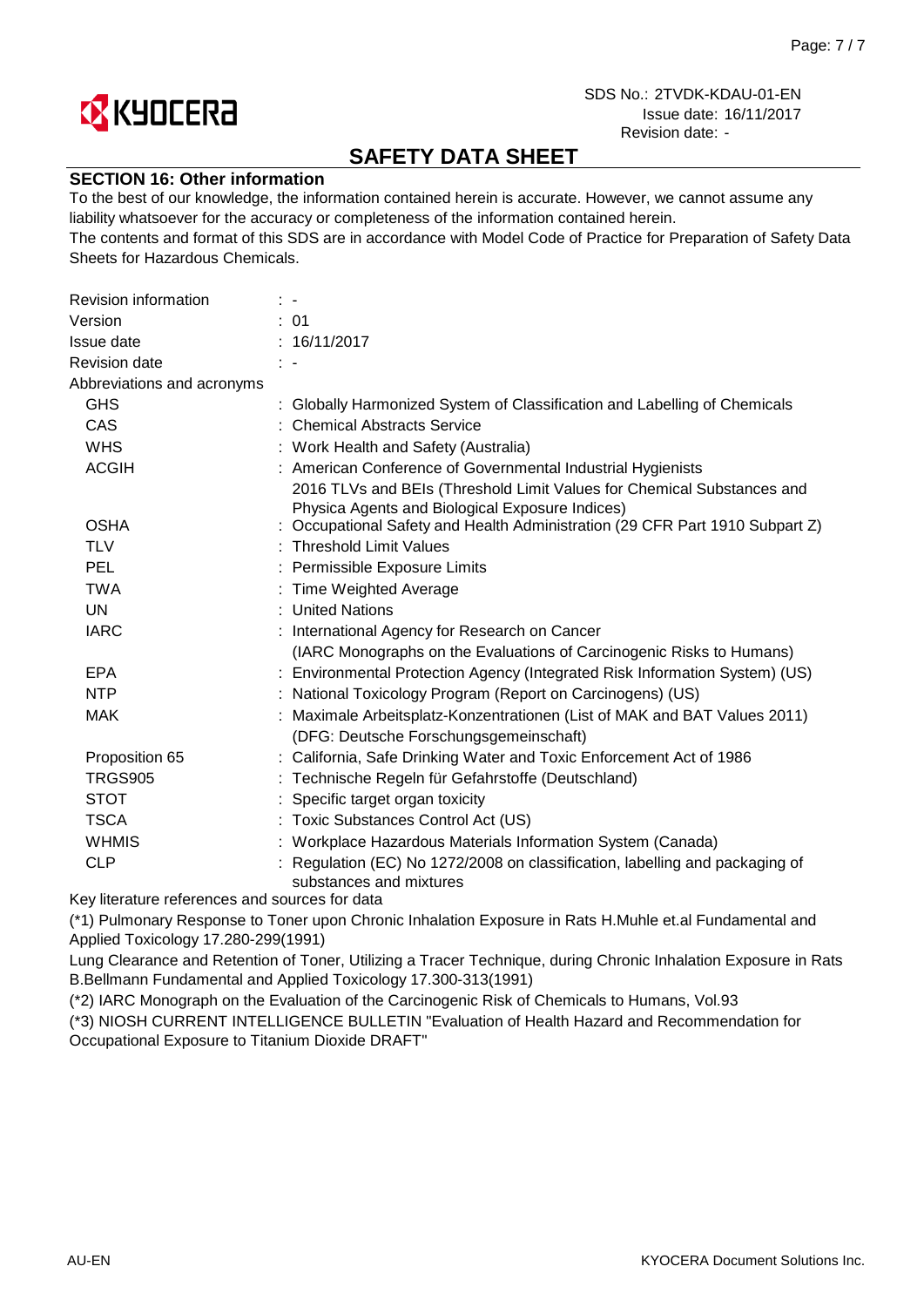## SAFETY DATA SHEET

### SECTION 16: Other information

To the best of our knowledge, the information contained herein is accurate. However, we cannot assume any liability whatsoever for the accuracy or completeness of the information contained herein.
The contents and format of this SDS are in accordance with Model Code of Practice for Preparation of Safety Data Sheets for Hazardous Chemicals.

| | |
|---|---|
| Revision information | : - |
| Version | : 01 |
| Issue date | : 16/11/2017 |
| Revision date | : - |

Abbreviations and acronyms

| | |
|---|---|
| GHS | : Globally Harmonized System of Classification and Labelling of Chemicals |
| CAS | : Chemical Abstracts Service |
| WHS | : Work Health and Safety (Australia) |
| ACGIH | : American Conference of Governmental Industrial Hygienists 2016 TLVs and BEIs (Threshold Limit Values for Chemical Substances and Physica Agents and Biological Exposure Indices) |
| OSHA | : Occupational Safety and Health Administration (29 CFR Part 1910 Subpart Z) |
| TLV | : Threshold Limit Values |
| PEL | : Permissible Exposure Limits |
| TWA | : Time Weighted Average |
| UN | : United Nations |
| IARC | : International Agency for Research on Cancer (IARC Monographs on the Evaluations of Carcinogenic Risks to Humans) |
| EPA | : Environmental Protection Agency (Integrated Risk Information System) (US) |
| NTP | : National Toxicology Program (Report on Carcinogens) (US) |
| MAK | : Maximale Arbeitsplatz-Konzentrationen (List of MAK and BAT Values 2011) (DFG: Deutsche Forschungsgemeinschaft) |
| Proposition 65 | : California, Safe Drinking Water and Toxic Enforcement Act of 1986 |
| TRGS905 | : Technische Regeln für Gefahrstoffe (Deutschland) |
| STOT | : Specific target organ toxicity |
| TSCA | : Toxic Substances Control Act (US) |
| WHMIS | : Workplace Hazardous Materials Information System (Canada) |
| CLP | : Regulation (EC) No 1272/2008 on classification, labelling and packaging of substances and mixtures |

Key literature references and sources for data

(*1) Pulmonary Response to Toner upon Chronic Inhalation Exposure in Rats H.Muhle et.al Fundamental and Applied Toxicology 17.280-299(1991)

Lung Clearance and Retention of Toner, Utilizing a Tracer Technique, during Chronic Inhalation Exposure in Rats B.Bellmann Fundamental and Applied Toxicology 17.300-313(1991)

(*2) IARC Monograph on the Evaluation of the Carcinogenic Risk of Chemicals to Humans, Vol.93

(*3) NIOSH CURRENT INTELLIGENCE BULLETIN "Evaluation of Health Hazard and Recommendation for Occupational Exposure to Titanium Dioxide DRAFT"